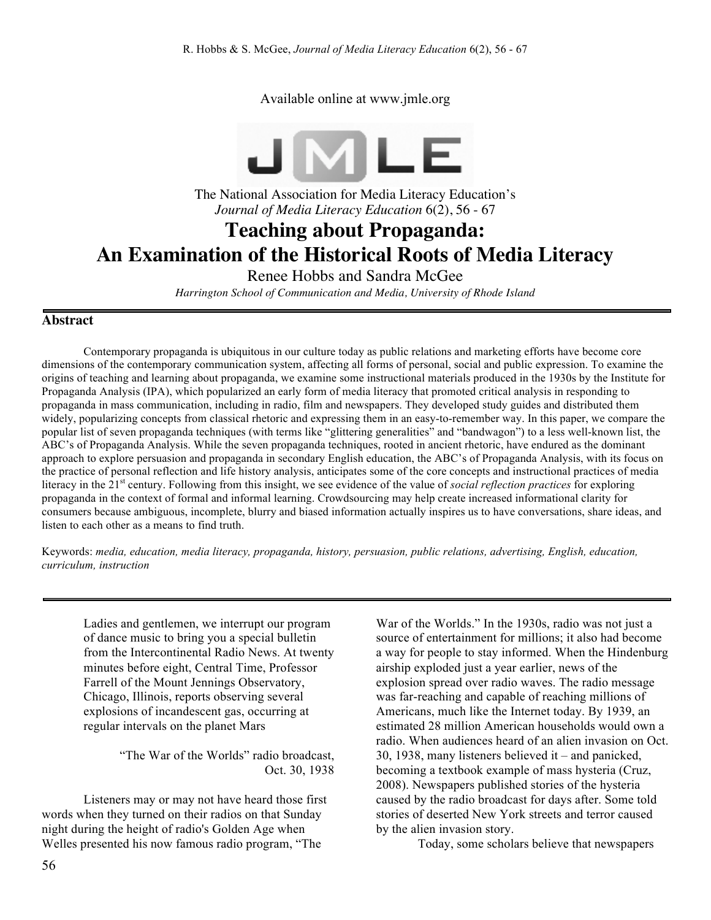Available online at www.jmle.org

The National Association for Media Literacy Education's
*Journal of Media Literacy Education* 6(2), 56 - 67

# Teaching about Propaganda: An Examination of the Historical Roots of Media Literacy

Renee Hobbs and Sandra McGee

*Harrington School of Communication and Media, University of Rhode Island*

## Abstract

Contemporary propaganda is ubiquitous in our culture today as public relations and marketing efforts have become core dimensions of the contemporary communication system, affecting all forms of personal, social and public expression. To examine the origins of teaching and learning about propaganda, we examine some instructional materials produced in the 1930s by the Institute for Propaganda Analysis (IPA), which popularized an early form of media literacy that promoted critical analysis in responding to propaganda in mass communication, including in radio, film and newspapers. They developed study guides and distributed them widely, popularizing concepts from classical rhetoric and expressing them in an easy-to-remember way. In this paper, we compare the popular list of seven propaganda techniques (with terms like "glittering generalities" and "bandwagon") to a less well-known list, the ABC's of Propaganda Analysis. While the seven propaganda techniques, rooted in ancient rhetoric, have endured as the dominant approach to explore persuasion and propaganda in secondary English education, the ABC's of Propaganda Analysis, with its focus on the practice of personal reflection and life history analysis, anticipates some of the core concepts and instructional practices of media literacy in the 21st century. Following from this insight, we see evidence of the value of *social reflection practices* for exploring propaganda in the context of formal and informal learning. Crowdsourcing may help create increased informational clarity for consumers because ambiguous, incomplete, blurry and biased information actually inspires us to have conversations, share ideas, and listen to each other as a means to find truth.

Keywords: *media, education, media literacy, propaganda, history, persuasion, public relations, advertising, English, education, curriculum, instruction*

---

> Ladies and gentlemen, we interrupt our program of dance music to bring you a special bulletin from the Intercontinental Radio News. At twenty minutes before eight, Central Time, Professor Farrell of the Mount Jennings Observatory, Chicago, Illinois, reports observing several explosions of incandescent gas, occurring at regular intervals on the planet Mars
>
> "The War of the Worlds" radio broadcast, Oct. 30, 1938

Listeners may or may not have heard those first words when they turned on their radios on that Sunday night during the height of radio's Golden Age when Welles presented his now famous radio program, "The War of the Worlds." In the 1930s, radio was not just a source of entertainment for millions; it also had become a way for people to stay informed. When the Hindenburg airship exploded just a year earlier, news of the explosion spread over radio waves. The radio message was far-reaching and capable of reaching millions of Americans, much like the Internet today. By 1939, an estimated 28 million American households would own a radio. When audiences heard of an alien invasion on Oct. 30, 1938, many listeners believed it – and panicked, becoming a textbook example of mass hysteria (Cruz, 2008). Newspapers published stories of the hysteria caused by the radio broadcast for days after. Some told stories of deserted New York streets and terror caused by the alien invasion story.

Today, some scholars believe that newspapers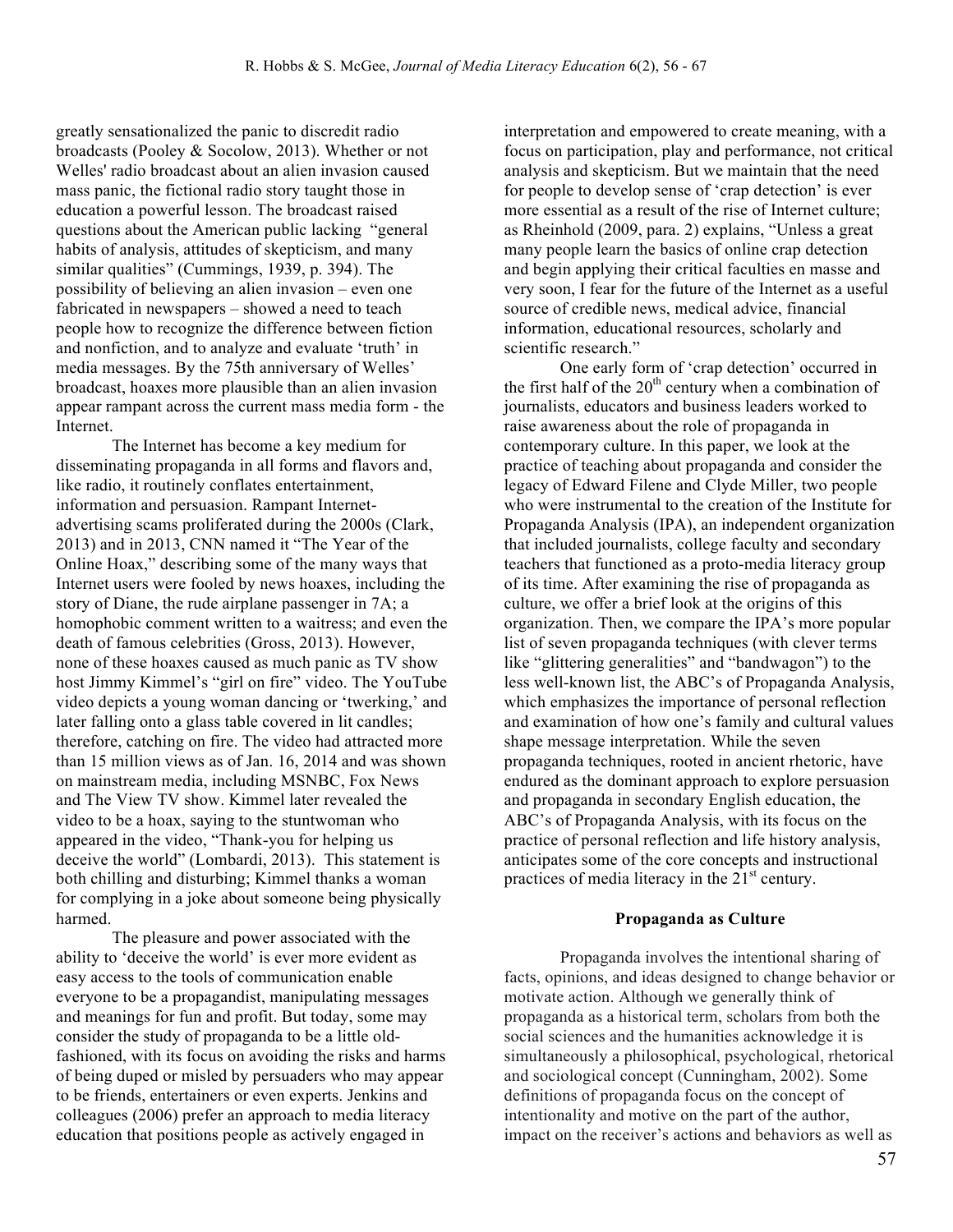greatly sensationalized the panic to discredit radio broadcasts (Pooley & Socolow, 2013). Whether or not Welles' radio broadcast about an alien invasion caused mass panic, the fictional radio story taught those in education a powerful lesson. The broadcast raised questions about the American public lacking "general habits of analysis, attitudes of skepticism, and many similar qualities" (Cummings, 1939, p. 394). The possibility of believing an alien invasion – even one fabricated in newspapers – showed a need to teach people how to recognize the difference between fiction and nonfiction, and to analyze and evaluate 'truth' in media messages. By the 75th anniversary of Welles' broadcast, hoaxes more plausible than an alien invasion appear rampant across the current mass media form - the Internet.

The Internet has become a key medium for disseminating propaganda in all forms and flavors and, like radio, it routinely conflates entertainment, information and persuasion. Rampant Internet-advertising scams proliferated during the 2000s (Clark, 2013) and in 2013, CNN named it "The Year of the Online Hoax," describing some of the many ways that Internet users were fooled by news hoaxes, including the story of Diane, the rude airplane passenger in 7A; a homophobic comment written to a waitress; and even the death of famous celebrities (Gross, 2013). However, none of these hoaxes caused as much panic as TV show host Jimmy Kimmel's "girl on fire" video. The YouTube video depicts a young woman dancing or 'twerking,' and later falling onto a glass table covered in lit candles; therefore, catching on fire. The video had attracted more than 15 million views as of Jan. 16, 2014 and was shown on mainstream media, including MSNBC, Fox News and The View TV show. Kimmel later revealed the video to be a hoax, saying to the stuntwoman who appeared in the video, "Thank-you for helping us deceive the world" (Lombardi, 2013). This statement is both chilling and disturbing; Kimmel thanks a woman for complying in a joke about someone being physically harmed.

The pleasure and power associated with the ability to 'deceive the world' is ever more evident as easy access to the tools of communication enable everyone to be a propagandist, manipulating messages and meanings for fun and profit. But today, some may consider the study of propaganda to be a little old-fashioned, with its focus on avoiding the risks and harms of being duped or misled by persuaders who may appear to be friends, entertainers or even experts. Jenkins and colleagues (2006) prefer an approach to media literacy education that positions people as actively engaged in interpretation and empowered to create meaning, with a focus on participation, play and performance, not critical analysis and skepticism. But we maintain that the need for people to develop sense of 'crap detection' is ever more essential as a result of the rise of Internet culture; as Rheinhold (2009, para. 2) explains, "Unless a great many people learn the basics of online crap detection and begin applying their critical faculties en masse and very soon, I fear for the future of the Internet as a useful source of credible news, medical advice, financial information, educational resources, scholarly and scientific research."

One early form of 'crap detection' occurred in the first half of the 20th century when a combination of journalists, educators and business leaders worked to raise awareness about the role of propaganda in contemporary culture. In this paper, we look at the practice of teaching about propaganda and consider the legacy of Edward Filene and Clyde Miller, two people who were instrumental to the creation of the Institute for Propaganda Analysis (IPA), an independent organization that included journalists, college faculty and secondary teachers that functioned as a proto-media literacy group of its time. After examining the rise of propaganda as culture, we offer a brief look at the origins of this organization. Then, we compare the IPA's more popular list of seven propaganda techniques (with clever terms like "glittering generalities" and "bandwagon") to the less well-known list, the ABC's of Propaganda Analysis, which emphasizes the importance of personal reflection and examination of how one's family and cultural values shape message interpretation. While the seven propaganda techniques, rooted in ancient rhetoric, have endured as the dominant approach to explore persuasion and propaganda in secondary English education, the ABC's of Propaganda Analysis, with its focus on the practice of personal reflection and life history analysis, anticipates some of the core concepts and instructional practices of media literacy in the 21st century.

## Propaganda as Culture

Propaganda involves the intentional sharing of facts, opinions, and ideas designed to change behavior or motivate action. Although we generally think of propaganda as a historical term, scholars from both the social sciences and the humanities acknowledge it is simultaneously a philosophical, psychological, rhetorical and sociological concept (Cunningham, 2002). Some definitions of propaganda focus on the concept of intentionality and motive on the part of the author, impact on the receiver's actions and behaviors as well as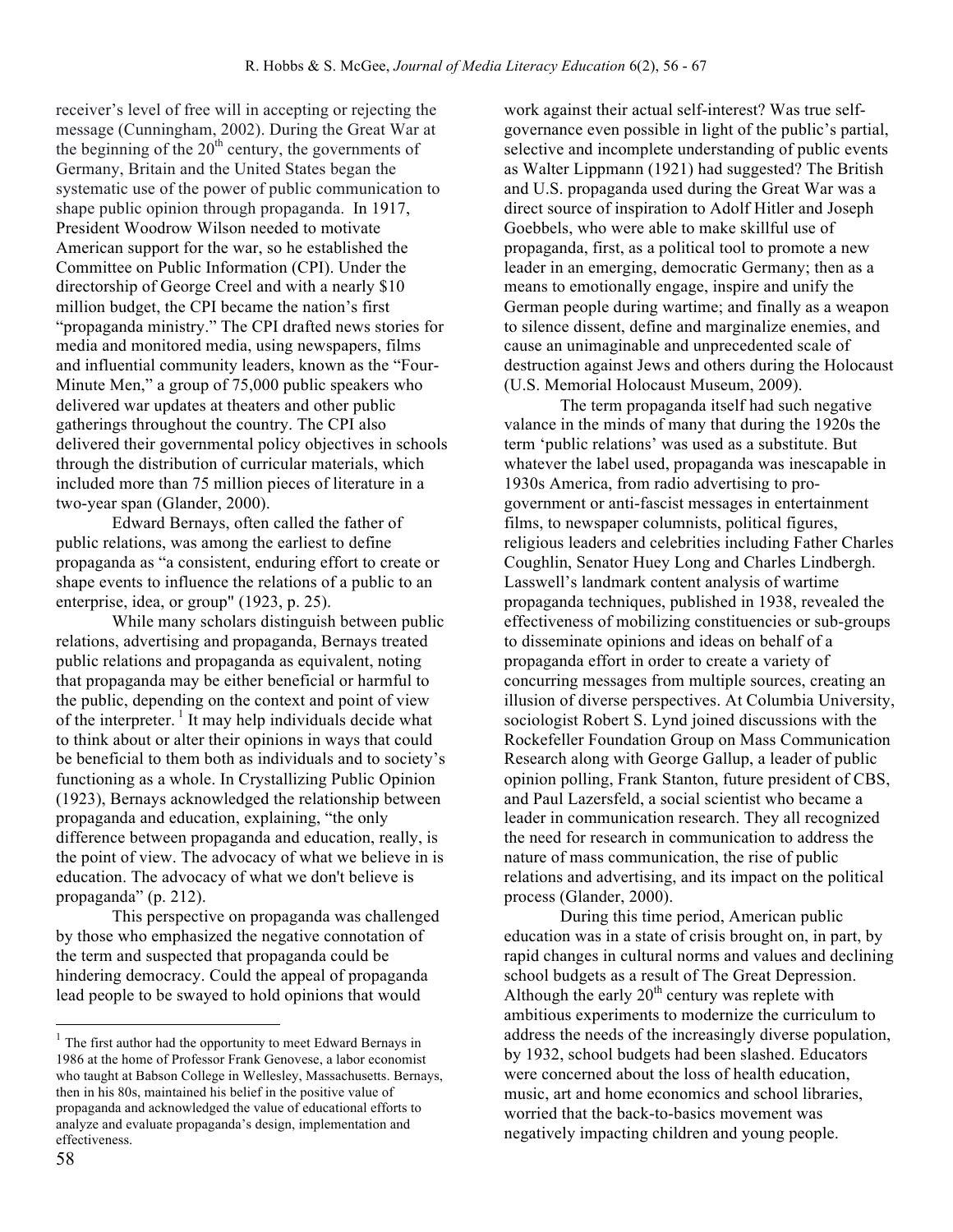receiver's level of free will in accepting or rejecting the message (Cunningham, 2002). During the Great War at the beginning of the 20th century, the governments of Germany, Britain and the United States began the systematic use of the power of public communication to shape public opinion through propaganda. In 1917, President Woodrow Wilson needed to motivate American support for the war, so he established the Committee on Public Information (CPI). Under the directorship of George Creel and with a nearly $10 million budget, the CPI became the nation's first "propaganda ministry." The CPI drafted news stories for media and monitored media, using newspapers, films and influential community leaders, known as the "Four-Minute Men," a group of 75,000 public speakers who delivered war updates at theaters and other public gatherings throughout the country. The CPI also delivered their governmental policy objectives in schools through the distribution of curricular materials, which included more than 75 million pieces of literature in a two-year span (Glander, 2000).

Edward Bernays, often called the father of public relations, was among the earliest to define propaganda as "a consistent, enduring effort to create or shape events to influence the relations of a public to an enterprise, idea, or group" (1923, p. 25).

While many scholars distinguish between public relations, advertising and propaganda, Bernays treated public relations and propaganda as equivalent, noting that propaganda may be either beneficial or harmful to the public, depending on the context and point of view of the interpreter. [1] It may help individuals decide what to think about or alter their opinions in ways that could be beneficial to them both as individuals and to society's functioning as a whole. In Crystallizing Public Opinion (1923), Bernays acknowledged the relationship between propaganda and education, explaining, "the only difference between propaganda and education, really, is the point of view. The advocacy of what we believe in is education. The advocacy of what we don't believe is propaganda" (p. 212).

This perspective on propaganda was challenged by those who emphasized the negative connotation of the term and suspected that propaganda could be hindering democracy. Could the appeal of propaganda lead people to be swayed to hold opinions that would work against their actual self-interest? Was true self-governance even possible in light of the public's partial, selective and incomplete understanding of public events as Walter Lippmann (1921) had suggested? The British and U.S. propaganda used during the Great War was a direct source of inspiration to Adolf Hitler and Joseph Goebbels, who were able to make skillful use of propaganda, first, as a political tool to promote a new leader in an emerging, democratic Germany; then as a means to emotionally engage, inspire and unify the German people during wartime; and finally as a weapon to silence dissent, define and marginalize enemies, and cause an unimaginable and unprecedented scale of destruction against Jews and others during the Holocaust (U.S. Memorial Holocaust Museum, 2009).

The term propaganda itself had such negative valance in the minds of many that during the 1920s the term 'public relations' was used as a substitute. But whatever the label used, propaganda was inescapable in 1930s America, from radio advertising to pro-government or anti-fascist messages in entertainment films, to newspaper columnists, political figures, religious leaders and celebrities including Father Charles Coughlin, Senator Huey Long and Charles Lindbergh. Lasswell's landmark content analysis of wartime propaganda techniques, published in 1938, revealed the effectiveness of mobilizing constituencies or sub-groups to disseminate opinions and ideas on behalf of a propaganda effort in order to create a variety of concurring messages from multiple sources, creating an illusion of diverse perspectives. At Columbia University, sociologist Robert S. Lynd joined discussions with the Rockefeller Foundation Group on Mass Communication Research along with George Gallup, a leader of public opinion polling, Frank Stanton, future president of CBS, and Paul Lazersfeld, a social scientist who became a leader in communication research. They all recognized the need for research in communication to address the nature of mass communication, the rise of public relations and advertising, and its impact on the political process (Glander, 2000).

During this time period, American public education was in a state of crisis brought on, in part, by rapid changes in cultural norms and values and declining school budgets as a result of The Great Depression. Although the early 20th century was replete with ambitious experiments to modernize the curriculum to address the needs of the increasingly diverse population, by 1932, school budgets had been slashed. Educators were concerned about the loss of health education, music, art and home economics and school libraries, worried that the back-to-basics movement was negatively impacting children and young people.

[1] The first author had the opportunity to meet Edward Bernays in 1986 at the home of Professor Frank Genovese, a labor economist who taught at Babson College in Wellesley, Massachusetts. Bernays, then in his 80s, maintained his belief in the positive value of propaganda and acknowledged the value of educational efforts to analyze and evaluate propaganda's design, implementation and effectiveness.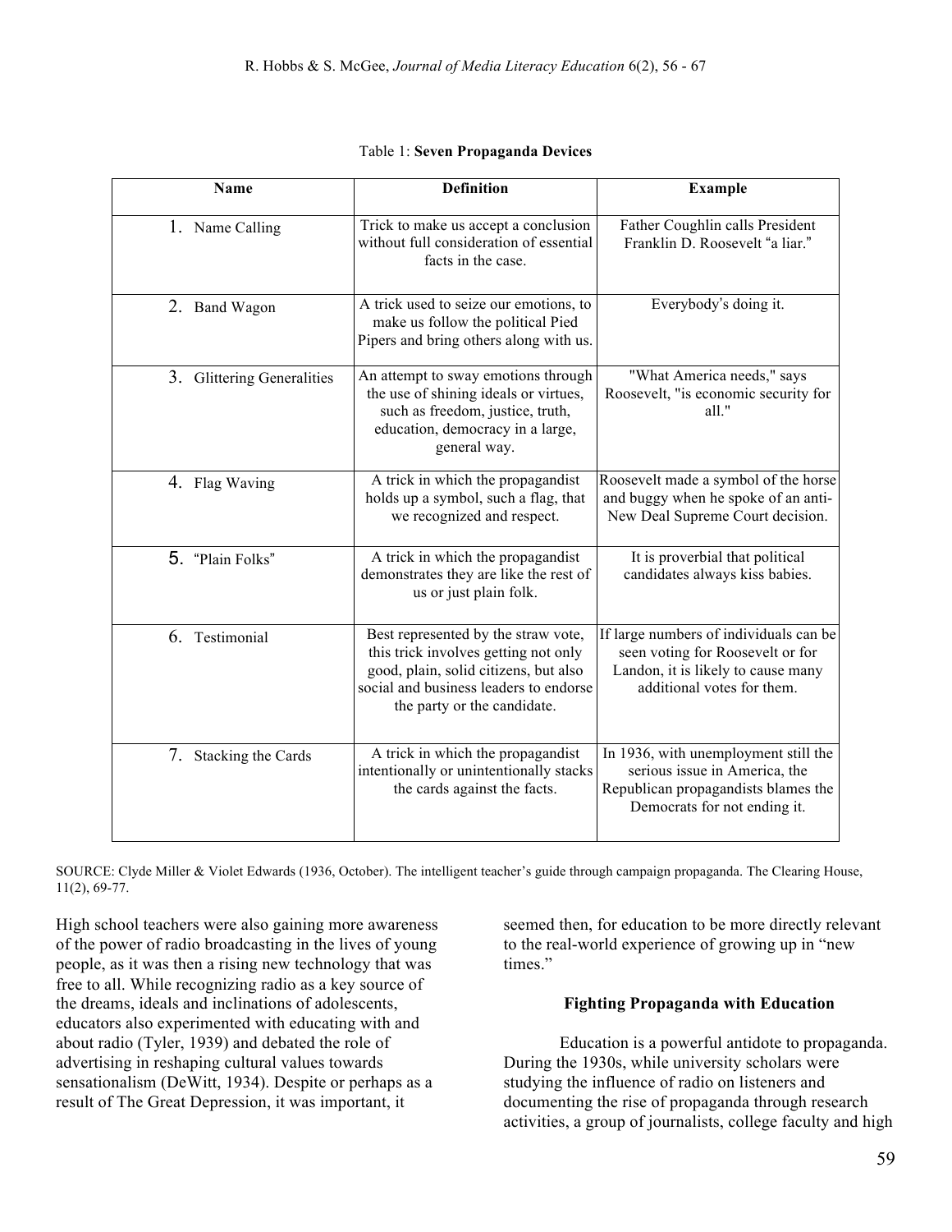Table 1: **Seven Propaganda Devices**

| Name | Definition | Example |
|---|---|---|
| 1. Name Calling | Trick to make us accept a conclusion without full consideration of essential facts in the case. | Father Coughlin calls President Franklin D. Roosevelt "a liar." |
| 2. Band Wagon | A trick used to seize our emotions, to make us follow the political Pied Pipers and bring others along with us. | Everybody's doing it. |
| 3. Glittering Generalities | An attempt to sway emotions through the use of shining ideals or virtues, such as freedom, justice, truth, education, democracy in a large, general way. | "What America needs," says Roosevelt, "is economic security for all." |
| 4. Flag Waving | A trick in which the propagandist holds up a symbol, such a flag, that we recognized and respect. | Roosevelt made a symbol of the horse and buggy when he spoke of an anti-New Deal Supreme Court decision. |
| 5. "Plain Folks" | A trick in which the propagandist demonstrates they are like the rest of us or just plain folk. | It is proverbial that political candidates always kiss babies. |
| 6. Testimonial | Best represented by the straw vote, this trick involves getting not only good, plain, solid citizens, but also social and business leaders to endorse the party or the candidate. | If large numbers of individuals can be seen voting for Roosevelt or for Landon, it is likely to cause many additional votes for them. |
| 7. Stacking the Cards | A trick in which the propagandist intentionally or unintentionally stacks the cards against the facts. | In 1936, with unemployment still the serious issue in America, the Republican propagandists blames the Democrats for not ending it. |

SOURCE: Clyde Miller & Violet Edwards (1936, October). The intelligent teacher's guide through campaign propaganda. The Clearing House, 11(2), 69-77.

High school teachers were also gaining more awareness of the power of radio broadcasting in the lives of young people, as it was then a rising new technology that was free to all. While recognizing radio as a key source of the dreams, ideals and inclinations of adolescents, educators also experimented with educating with and about radio (Tyler, 1939) and debated the role of advertising in reshaping cultural values towards sensationalism (DeWitt, 1934). Despite or perhaps as a result of The Great Depression, it was important, it seemed then, for education to be more directly relevant to the real-world experience of growing up in "new times."

### Fighting Propaganda with Education

Education is a powerful antidote to propaganda. During the 1930s, while university scholars were studying the influence of radio on listeners and documenting the rise of propaganda through research activities, a group of journalists, college faculty and high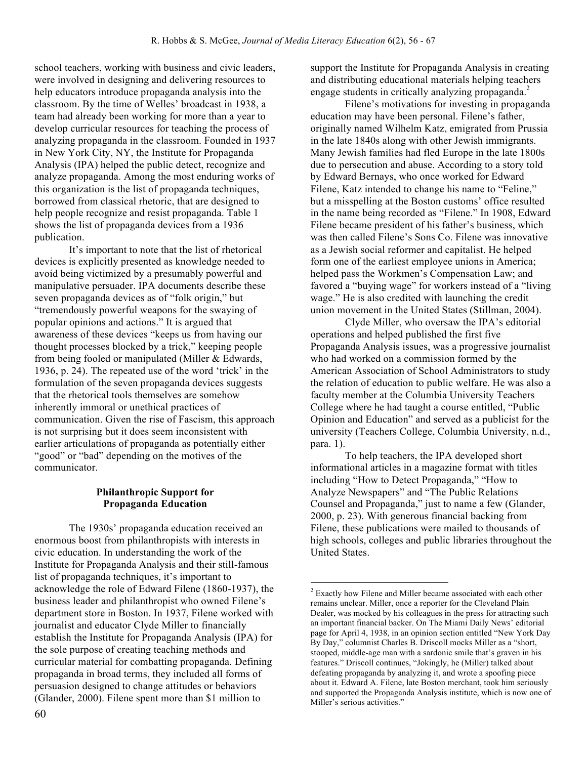school teachers, working with business and civic leaders, were involved in designing and delivering resources to help educators introduce propaganda analysis into the classroom. By the time of Welles' broadcast in 1938, a team had already been working for more than a year to develop curricular resources for teaching the process of analyzing propaganda in the classroom. Founded in 1937 in New York City, NY, the Institute for Propaganda Analysis (IPA) helped the public detect, recognize and analyze propaganda. Among the most enduring works of this organization is the list of propaganda techniques, borrowed from classical rhetoric, that are designed to help people recognize and resist propaganda. Table 1 shows the list of propaganda devices from a 1936 publication.

It's important to note that the list of rhetorical devices is explicitly presented as knowledge needed to avoid being victimized by a presumably powerful and manipulative persuader. IPA documents describe these seven propaganda devices as of "folk origin," but "tremendously powerful weapons for the swaying of popular opinions and actions." It is argued that awareness of these devices "keeps us from having our thought processes blocked by a trick," keeping people from being fooled or manipulated (Miller & Edwards, 1936, p. 24). The repeated use of the word 'trick' in the formulation of the seven propaganda devices suggests that the rhetorical tools themselves are somehow inherently immoral or unethical practices of communication. Given the rise of Fascism, this approach is not surprising but it does seem inconsistent with earlier articulations of propaganda as potentially either "good" or "bad" depending on the motives of the communicator.

## Philanthropic Support for Propaganda Education

The 1930s' propaganda education received an enormous boost from philanthropists with interests in civic education. In understanding the work of the Institute for Propaganda Analysis and their still-famous list of propaganda techniques, it's important to acknowledge the role of Edward Filene (1860-1937), the business leader and philanthropist who owned Filene's department store in Boston. In 1937, Filene worked with journalist and educator Clyde Miller to financially establish the Institute for Propaganda Analysis (IPA) for the sole purpose of creating teaching methods and curricular material for combatting propaganda. Defining propaganda in broad terms, they included all forms of persuasion designed to change attitudes or behaviors (Glander, 2000). Filene spent more than $1 million to support the Institute for Propaganda Analysis in creating and distributing educational materials helping teachers engage students in critically analyzing propaganda.[2]

Filene's motivations for investing in propaganda education may have been personal. Filene's father, originally named Wilhelm Katz, emigrated from Prussia in the late 1840s along with other Jewish immigrants. Many Jewish families had fled Europe in the late 1800s due to persecution and abuse. According to a story told by Edward Bernays, who once worked for Edward Filene, Katz intended to change his name to "Feline," but a misspelling at the Boston customs' office resulted in the name being recorded as "Filene." In 1908, Edward Filene became president of his father's business, which was then called Filene's Sons Co. Filene was innovative as a Jewish social reformer and capitalist. He helped form one of the earliest employee unions in America; helped pass the Workmen's Compensation Law; and favored a "buying wage" for workers instead of a "living wage." He is also credited with launching the credit union movement in the United States (Stillman, 2004).

Clyde Miller, who oversaw the IPA's editorial operations and helped published the first five Propaganda Analysis issues, was a progressive journalist who had worked on a commission formed by the American Association of School Administrators to study the relation of education to public welfare. He was also a faculty member at the Columbia University Teachers College where he had taught a course entitled, "Public Opinion and Education" and served as a publicist for the university (Teachers College, Columbia University, n.d., para. 1).

To help teachers, the IPA developed short informational articles in a magazine format with titles including "How to Detect Propaganda," "How to Analyze Newspapers" and "The Public Relations Counsel and Propaganda," just to name a few (Glander, 2000, p. 23). With generous financial backing from Filene, these publications were mailed to thousands of high schools, colleges and public libraries throughout the United States.

---

[2] Exactly how Filene and Miller became associated with each other remains unclear. Miller, once a reporter for the Cleveland Plain Dealer, was mocked by his colleagues in the press for attracting such an important financial backer. On The Miami Daily News' editorial page for April 4, 1938, in an opinion section entitled "New York Day By Day," columnist Charles B. Driscoll mocks Miller as a "short, stooped, middle-age man with a sardonic smile that's graven in his features." Driscoll continues, "Jokingly, he (Miller) talked about defeating propaganda by analyzing it, and wrote a spoofing piece about it. Edward A. Filene, late Boston merchant, took him seriously and supported the Propaganda Analysis institute, which is now one of Miller's serious activities."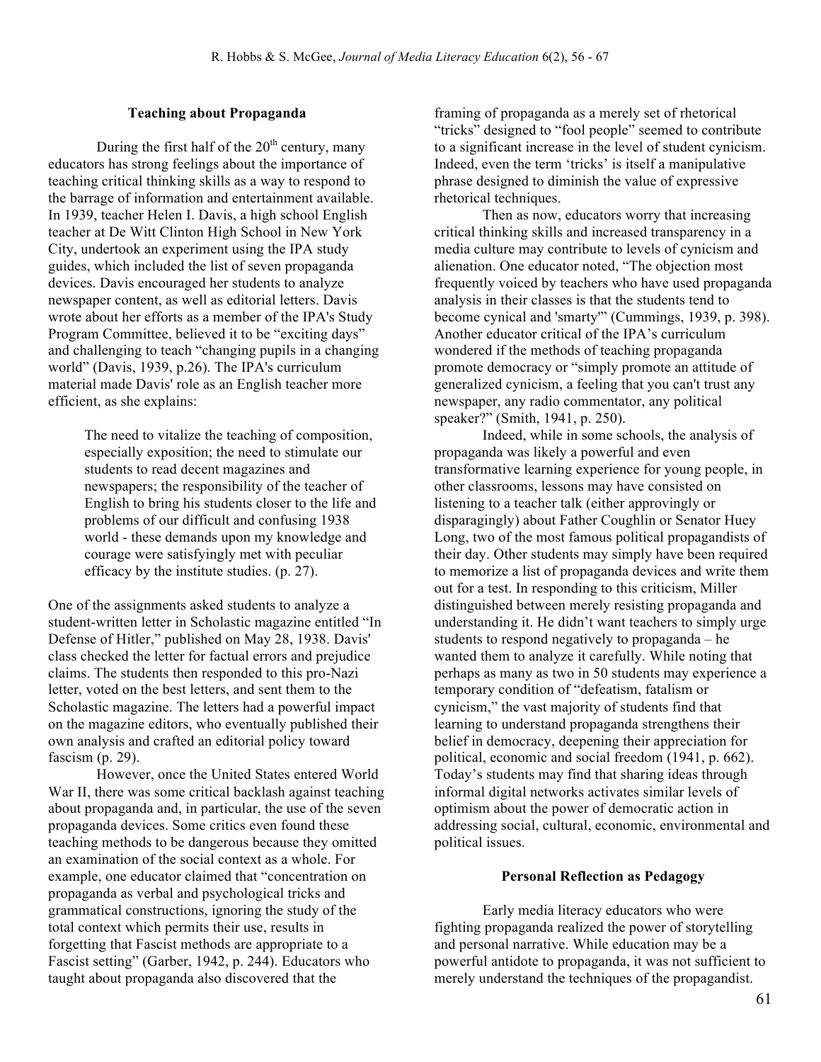### Teaching about Propaganda

During the first half of the 20th century, many educators has strong feelings about the importance of teaching critical thinking skills as a way to respond to the barrage of information and entertainment available. In 1939, teacher Helen I. Davis, a high school English teacher at De Witt Clinton High School in New York City, undertook an experiment using the IPA study guides, which included the list of seven propaganda devices. Davis encouraged her students to analyze newspaper content, as well as editorial letters. Davis wrote about her efforts as a member of the IPA's Study Program Committee, believed it to be "exciting days" and challenging to teach "changing pupils in a changing world" (Davis, 1939, p.26). The IPA's curriculum material made Davis' role as an English teacher more efficient, as she explains:

> The need to vitalize the teaching of composition, especially exposition; the need to stimulate our students to read decent magazines and newspapers; the responsibility of the teacher of English to bring his students closer to the life and problems of our difficult and confusing 1938 world - these demands upon my knowledge and courage were satisfyingly met with peculiar efficacy by the institute studies. (p. 27).

One of the assignments asked students to analyze a student-written letter in Scholastic magazine entitled "In Defense of Hitler," published on May 28, 1938. Davis' class checked the letter for factual errors and prejudice claims. The students then responded to this pro-Nazi letter, voted on the best letters, and sent them to the Scholastic magazine. The letters had a powerful impact on the magazine editors, who eventually published their own analysis and crafted an editorial policy toward fascism (p. 29).

However, once the United States entered World War II, there was some critical backlash against teaching about propaganda and, in particular, the use of the seven propaganda devices. Some critics even found these teaching methods to be dangerous because they omitted an examination of the social context as a whole. For example, one educator claimed that "concentration on propaganda as verbal and psychological tricks and grammatical constructions, ignoring the study of the total context which permits their use, results in forgetting that Fascist methods are appropriate to a Fascist setting" (Garber, 1942, p. 244). Educators who taught about propaganda also discovered that the framing of propaganda as a merely set of rhetorical "tricks" designed to "fool people" seemed to contribute to a significant increase in the level of student cynicism. Indeed, even the term 'tricks' is itself a manipulative phrase designed to diminish the value of expressive rhetorical techniques.

Then as now, educators worry that increasing critical thinking skills and increased transparency in a media culture may contribute to levels of cynicism and alienation. One educator noted, "The objection most frequently voiced by teachers who have used propaganda analysis in their classes is that the students tend to become cynical and 'smarty'" (Cummings, 1939, p. 398). Another educator critical of the IPA's curriculum wondered if the methods of teaching propaganda promote democracy or "simply promote an attitude of generalized cynicism, a feeling that you can't trust any newspaper, any radio commentator, any political speaker?" (Smith, 1941, p. 250).

Indeed, while in some schools, the analysis of propaganda was likely a powerful and even transformative learning experience for young people, in other classrooms, lessons may have consisted on listening to a teacher talk (either approvingly or disparagingly) about Father Coughlin or Senator Huey Long, two of the most famous political propagandists of their day. Other students may simply have been required to memorize a list of propaganda devices and write them out for a test. In responding to this criticism, Miller distinguished between merely resisting propaganda and understanding it. He didn't want teachers to simply urge students to respond negatively to propaganda – he wanted them to analyze it carefully. While noting that perhaps as many as two in 50 students may experience a temporary condition of "defeatism, fatalism or cynicism," the vast majority of students find that learning to understand propaganda strengthens their belief in democracy, deepening their appreciation for political, economic and social freedom (1941, p. 662). Today's students may find that sharing ideas through informal digital networks activates similar levels of optimism about the power of democratic action in addressing social, cultural, economic, environmental and political issues.

### Personal Reflection as Pedagogy

Early media literacy educators who were fighting propaganda realized the power of storytelling and personal narrative. While education may be a powerful antidote to propaganda, it was not sufficient to merely understand the techniques of the propagandist.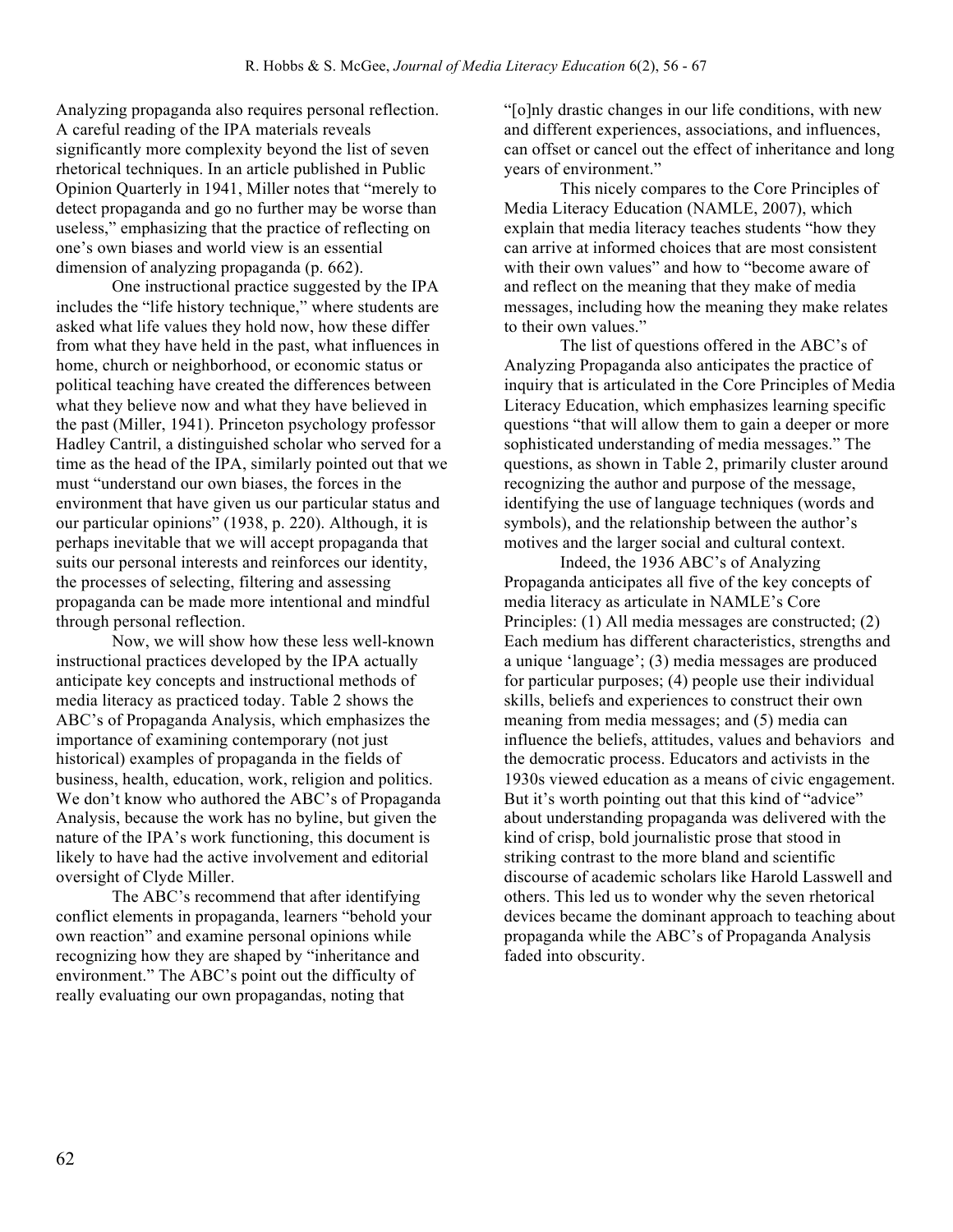Analyzing propaganda also requires personal reflection. A careful reading of the IPA materials reveals significantly more complexity beyond the list of seven rhetorical techniques. In an article published in Public Opinion Quarterly in 1941, Miller notes that "merely to detect propaganda and go no further may be worse than useless," emphasizing that the practice of reflecting on one's own biases and world view is an essential dimension of analyzing propaganda (p. 662).

One instructional practice suggested by the IPA includes the "life history technique," where students are asked what life values they hold now, how these differ from what they have held in the past, what influences in home, church or neighborhood, or economic status or political teaching have created the differences between what they believe now and what they have believed in the past (Miller, 1941). Princeton psychology professor Hadley Cantril, a distinguished scholar who served for a time as the head of the IPA, similarly pointed out that we must "understand our own biases, the forces in the environment that have given us our particular status and our particular opinions" (1938, p. 220). Although, it is perhaps inevitable that we will accept propaganda that suits our personal interests and reinforces our identity, the processes of selecting, filtering and assessing propaganda can be made more intentional and mindful through personal reflection.

Now, we will show how these less well-known instructional practices developed by the IPA actually anticipate key concepts and instructional methods of media literacy as practiced today. Table 2 shows the ABC's of Propaganda Analysis, which emphasizes the importance of examining contemporary (not just historical) examples of propaganda in the fields of business, health, education, work, religion and politics. We don't know who authored the ABC's of Propaganda Analysis, because the work has no byline, but given the nature of the IPA's work functioning, this document is likely to have had the active involvement and editorial oversight of Clyde Miller.

The ABC's recommend that after identifying conflict elements in propaganda, learners "behold your own reaction" and examine personal opinions while recognizing how they are shaped by "inheritance and environment." The ABC's point out the difficulty of really evaluating our own propagandas, noting that "[o]nly drastic changes in our life conditions, with new and different experiences, associations, and influences, can offset or cancel out the effect of inheritance and long years of environment."

This nicely compares to the Core Principles of Media Literacy Education (NAMLE, 2007), which explain that media literacy teaches students "how they can arrive at informed choices that are most consistent with their own values" and how to "become aware of and reflect on the meaning that they make of media messages, including how the meaning they make relates to their own values."

The list of questions offered in the ABC's of Analyzing Propaganda also anticipates the practice of inquiry that is articulated in the Core Principles of Media Literacy Education, which emphasizes learning specific questions "that will allow them to gain a deeper or more sophisticated understanding of media messages." The questions, as shown in Table 2, primarily cluster around recognizing the author and purpose of the message, identifying the use of language techniques (words and symbols), and the relationship between the author's motives and the larger social and cultural context.

Indeed, the 1936 ABC's of Analyzing Propaganda anticipates all five of the key concepts of media literacy as articulate in NAMLE's Core Principles: (1) All media messages are constructed; (2) Each medium has different characteristics, strengths and a unique 'language'; (3) media messages are produced for particular purposes; (4) people use their individual skills, beliefs and experiences to construct their own meaning from media messages; and (5) media can influence the beliefs, attitudes, values and behaviors and the democratic process. Educators and activists in the 1930s viewed education as a means of civic engagement. But it's worth pointing out that this kind of "advice" about understanding propaganda was delivered with the kind of crisp, bold journalistic prose that stood in striking contrast to the more bland and scientific discourse of academic scholars like Harold Lasswell and others. This led us to wonder why the seven rhetorical devices became the dominant approach to teaching about propaganda while the ABC's of Propaganda Analysis faded into obscurity.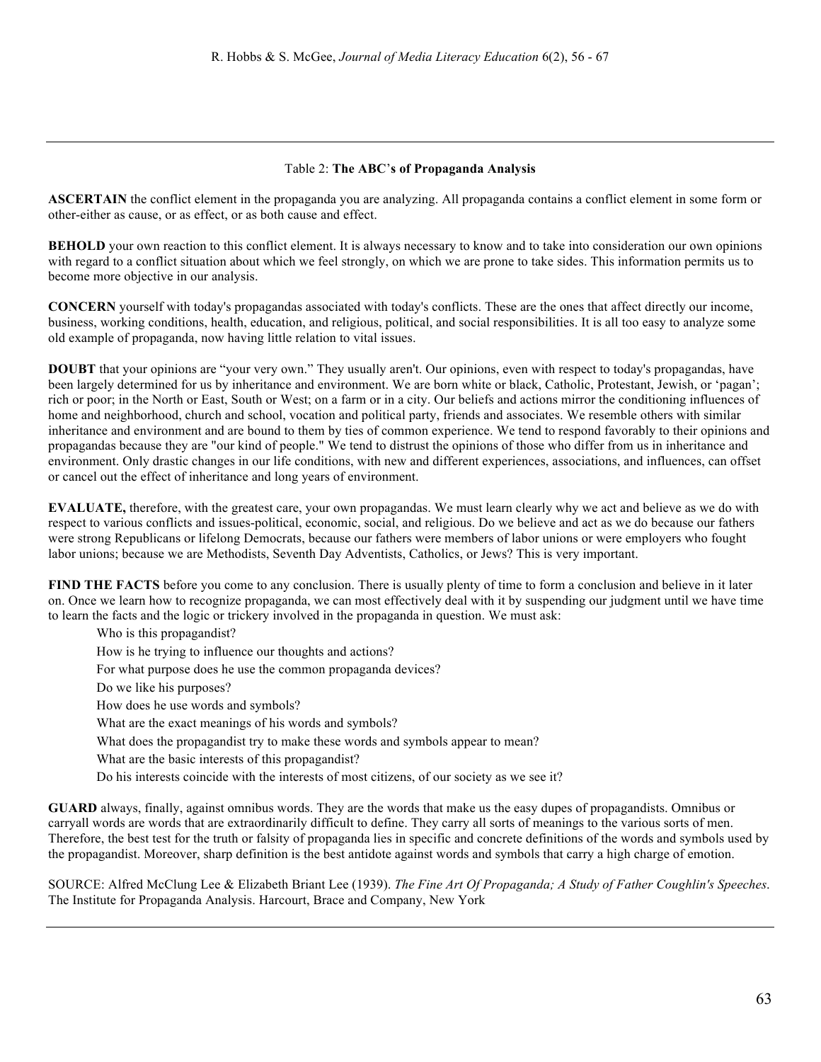Table 2: **The ABC's of Propaganda Analysis**

**ASCERTAIN** the conflict element in the propaganda you are analyzing. All propaganda contains a conflict element in some form or other-either as cause, or as effect, or as both cause and effect.

**BEHOLD** your own reaction to this conflict element. It is always necessary to know and to take into consideration our own opinions with regard to a conflict situation about which we feel strongly, on which we are prone to take sides. This information permits us to become more objective in our analysis.

**CONCERN** yourself with today's propagandas associated with today's conflicts. These are the ones that affect directly our income, business, working conditions, health, education, and religious, political, and social responsibilities. It is all too easy to analyze some old example of propaganda, now having little relation to vital issues.

**DOUBT** that your opinions are "your very own." They usually aren't. Our opinions, even with respect to today's propagandas, have been largely determined for us by inheritance and environment. We are born white or black, Catholic, Protestant, Jewish, or 'pagan'; rich or poor; in the North or East, South or West; on a farm or in a city. Our beliefs and actions mirror the conditioning influences of home and neighborhood, church and school, vocation and political party, friends and associates. We resemble others with similar inheritance and environment and are bound to them by ties of common experience. We tend to respond favorably to their opinions and propagandas because they are "our kind of people." We tend to distrust the opinions of those who differ from us in inheritance and environment. Only drastic changes in our life conditions, with new and different experiences, associations, and influences, can offset or cancel out the effect of inheritance and long years of environment.

**EVALUATE,** therefore, with the greatest care, your own propagandas. We must learn clearly why we act and believe as we do with respect to various conflicts and issues-political, economic, social, and religious. Do we believe and act as we do because our fathers were strong Republicans or lifelong Democrats, because our fathers were members of labor unions or were employers who fought labor unions; because we are Methodists, Seventh Day Adventists, Catholics, or Jews? This is very important.

**FIND THE FACTS** before you come to any conclusion. There is usually plenty of time to form a conclusion and believe in it later on. Once we learn how to recognize propaganda, we can most effectively deal with it by suspending our judgment until we have time to learn the facts and the logic or trickery involved in the propaganda in question. We must ask:

- Who is this propagandist?
- How is he trying to influence our thoughts and actions?
- For what purpose does he use the common propaganda devices?
- Do we like his purposes?
- How does he use words and symbols?
- What are the exact meanings of his words and symbols?
- What does the propagandist try to make these words and symbols appear to mean?
- What are the basic interests of this propagandist?
- Do his interests coincide with the interests of most citizens, of our society as we see it?

**GUARD** always, finally, against omnibus words. They are the words that make us the easy dupes of propagandists. Omnibus or carryall words are words that are extraordinarily difficult to define. They carry all sorts of meanings to the various sorts of men. Therefore, the best test for the truth or falsity of propaganda lies in specific and concrete definitions of the words and symbols used by the propagandist. Moreover, sharp definition is the best antidote against words and symbols that carry a high charge of emotion.

SOURCE: Alfred McClung Lee & Elizabeth Briant Lee (1939). *The Fine Art Of Propaganda; A Study of Father Coughlin's Speeches*. The Institute for Propaganda Analysis. Harcourt, Brace and Company, New York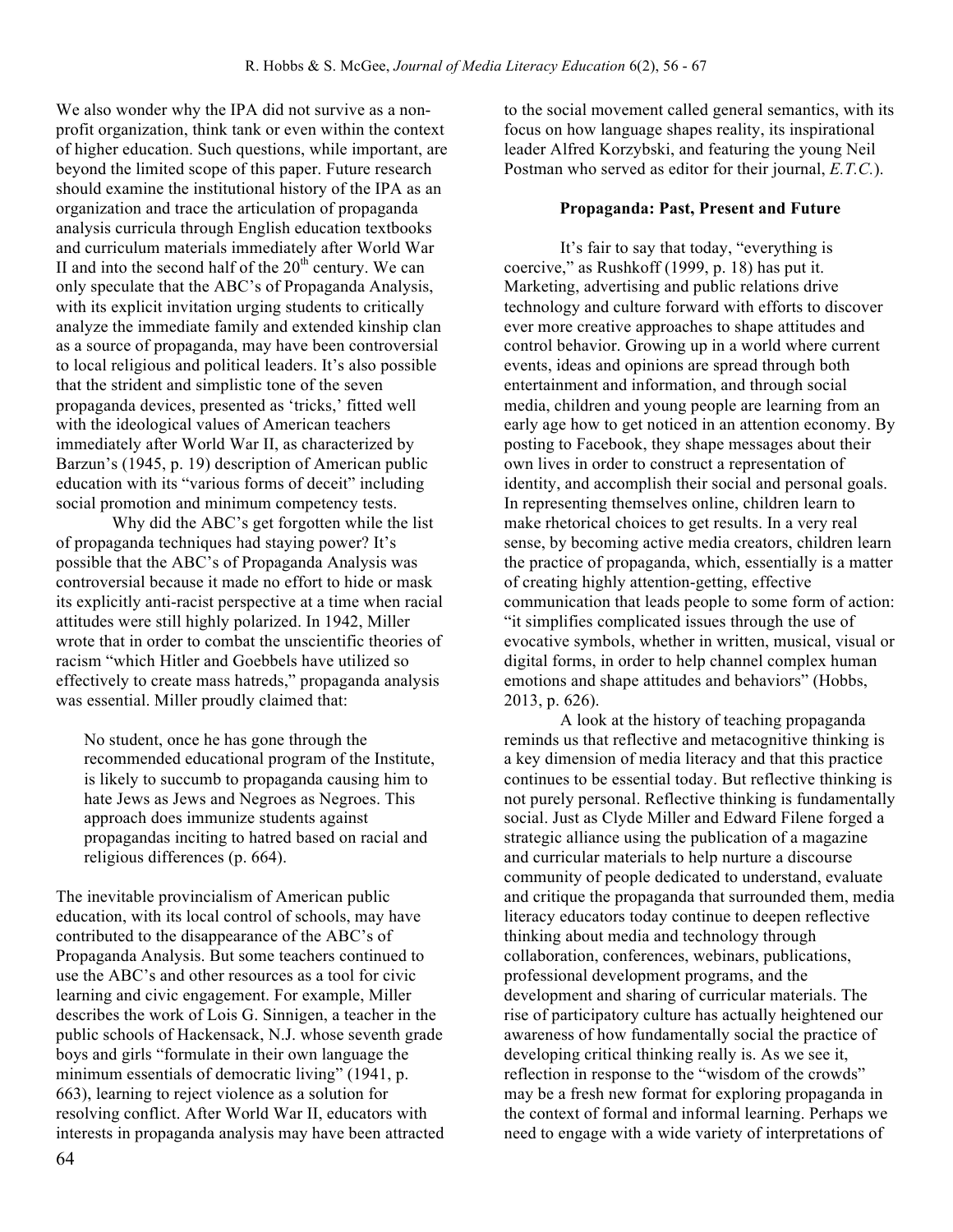We also wonder why the IPA did not survive as a non-profit organization, think tank or even within the context of higher education. Such questions, while important, are beyond the limited scope of this paper. Future research should examine the institutional history of the IPA as an organization and trace the articulation of propaganda analysis curricula through English education textbooks and curriculum materials immediately after World War II and into the second half of the 20th century. We can only speculate that the ABC's of Propaganda Analysis, with its explicit invitation urging students to critically analyze the immediate family and extended kinship clan as a source of propaganda, may have been controversial to local religious and political leaders. It's also possible that the strident and simplistic tone of the seven propaganda devices, presented as 'tricks,' fitted well with the ideological values of American teachers immediately after World War II, as characterized by Barzun's (1945, p. 19) description of American public education with its "various forms of deceit" including social promotion and minimum competency tests.

Why did the ABC's get forgotten while the list of propaganda techniques had staying power? It's possible that the ABC's of Propaganda Analysis was controversial because it made no effort to hide or mask its explicitly anti-racist perspective at a time when racial attitudes were still highly polarized. In 1942, Miller wrote that in order to combat the unscientific theories of racism "which Hitler and Goebbels have utilized so effectively to create mass hatreds," propaganda analysis was essential. Miller proudly claimed that:

> No student, once he has gone through the recommended educational program of the Institute, is likely to succumb to propaganda causing him to hate Jews as Jews and Negroes as Negroes. This approach does immunize students against propagandas inciting to hatred based on racial and religious differences (p. 664).

The inevitable provincialism of American public education, with its local control of schools, may have contributed to the disappearance of the ABC's of Propaganda Analysis. But some teachers continued to use the ABC's and other resources as a tool for civic learning and civic engagement. For example, Miller describes the work of Lois G. Sinnigen, a teacher in the public schools of Hackensack, N.J. whose seventh grade boys and girls "formulate in their own language the minimum essentials of democratic living" (1941, p. 663), learning to reject violence as a solution for resolving conflict. After World War II, educators with interests in propaganda analysis may have been attracted to the social movement called general semantics, with its focus on how language shapes reality, its inspirational leader Alfred Korzybski, and featuring the young Neil Postman who served as editor for their journal, *E.T.C.*).

## Propaganda: Past, Present and Future

It's fair to say that today, "everything is coercive," as Rushkoff (1999, p. 18) has put it. Marketing, advertising and public relations drive technology and culture forward with efforts to discover ever more creative approaches to shape attitudes and control behavior. Growing up in a world where current events, ideas and opinions are spread through both entertainment and information, and through social media, children and young people are learning from an early age how to get noticed in an attention economy. By posting to Facebook, they shape messages about their own lives in order to construct a representation of identity, and accomplish their social and personal goals. In representing themselves online, children learn to make rhetorical choices to get results. In a very real sense, by becoming active media creators, children learn the practice of propaganda, which, essentially is a matter of creating highly attention-getting, effective communication that leads people to some form of action: "it simplifies complicated issues through the use of evocative symbols, whether in written, musical, visual or digital forms, in order to help channel complex human emotions and shape attitudes and behaviors" (Hobbs, 2013, p. 626).

A look at the history of teaching propaganda reminds us that reflective and metacognitive thinking is a key dimension of media literacy and that this practice continues to be essential today. But reflective thinking is not purely personal. Reflective thinking is fundamentally social. Just as Clyde Miller and Edward Filene forged a strategic alliance using the publication of a magazine and curricular materials to help nurture a discourse community of people dedicated to understand, evaluate and critique the propaganda that surrounded them, media literacy educators today continue to deepen reflective thinking about media and technology through collaboration, conferences, webinars, publications, professional development programs, and the development and sharing of curricular materials. The rise of participatory culture has actually heightened our awareness of how fundamentally social the practice of developing critical thinking really is. As we see it, reflection in response to the "wisdom of the crowds" may be a fresh new format for exploring propaganda in the context of formal and informal learning. Perhaps we need to engage with a wide variety of interpretations of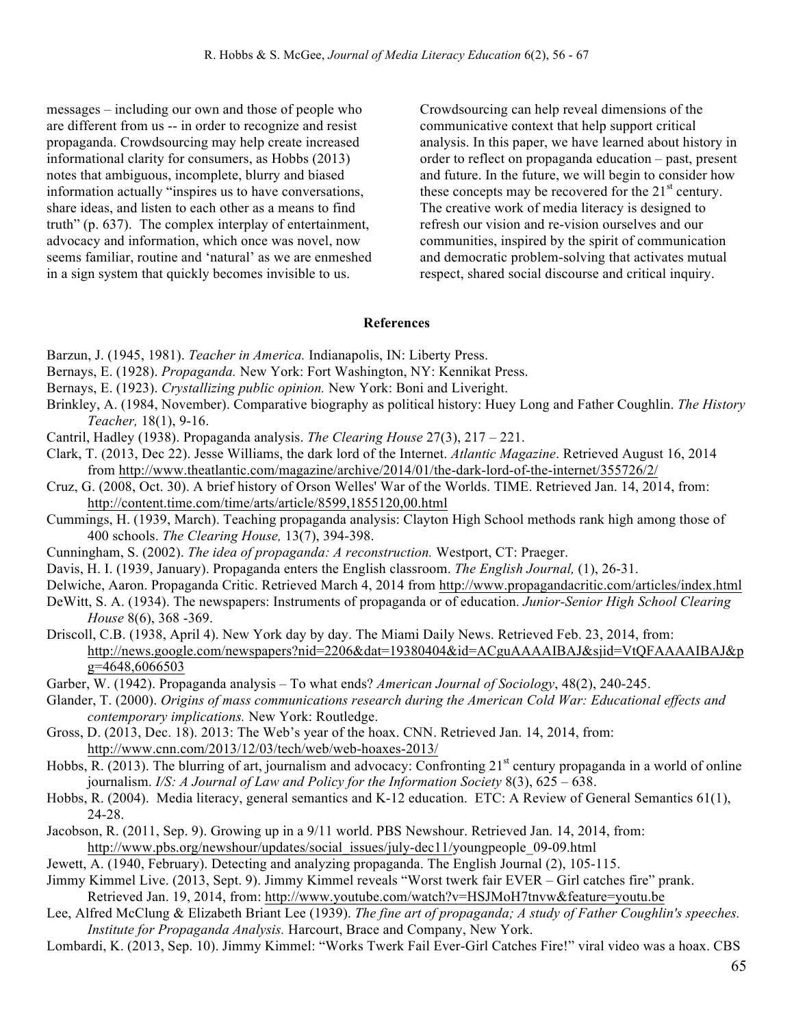messages – including our own and those of people who are different from us -- in order to recognize and resist propaganda. Crowdsourcing may help create increased informational clarity for consumers, as Hobbs (2013) notes that ambiguous, incomplete, blurry and biased information actually "inspires us to have conversations, share ideas, and listen to each other as a means to find truth" (p. 637). The complex interplay of entertainment, advocacy and information, which once was novel, now seems familiar, routine and 'natural' as we are enmeshed in a sign system that quickly becomes invisible to us.

Crowdsourcing can help reveal dimensions of the communicative context that help support critical analysis. In this paper, we have learned about history in order to reflect on propaganda education – past, present and future. In the future, we will begin to consider how these concepts may be recovered for the 21st century. The creative work of media literacy is designed to refresh our vision and re-vision ourselves and our communities, inspired by the spirit of communication and democratic problem-solving that activates mutual respect, shared social discourse and critical inquiry.

## References

Barzun, J. (1945, 1981). *Teacher in America.* Indianapolis, IN: Liberty Press.

Bernays, E. (1928). *Propaganda.* New York: Fort Washington, NY: Kennikat Press.

Bernays, E. (1923). *Crystallizing public opinion.* New York: Boni and Liveright.

Brinkley, A. (1984, November). Comparative biography as political history: Huey Long and Father Coughlin. *The History Teacher,* 18(1), 9-16.

Cantril, Hadley (1938). Propaganda analysis. *The Clearing House* 27(3), 217 – 221.

Clark, T. (2013, Dec 22). Jesse Williams, the dark lord of the Internet. *Atlantic Magazine*. Retrieved August 16, 2014 from http://www.theatlantic.com/magazine/archive/2014/01/the-dark-lord-of-the-internet/355726/2/

Cruz, G. (2008, Oct. 30). A brief history of Orson Welles' War of the Worlds. TIME. Retrieved Jan. 14, 2014, from: http://content.time.com/time/arts/article/8599,1855120,00.html

Cummings, H. (1939, March). Teaching propaganda analysis: Clayton High School methods rank high among those of 400 schools. *The Clearing House,* 13(7), 394-398.

Cunningham, S. (2002). *The idea of propaganda: A reconstruction.* Westport, CT: Praeger.

Davis, H. I. (1939, January). Propaganda enters the English classroom. *The English Journal,* (1), 26-31.

Delwiche, Aaron. Propaganda Critic. Retrieved March 4, 2014 from http://www.propagandacritic.com/articles/index.html

DeWitt, S. A. (1934). The newspapers: Instruments of propaganda or of education. *Junior-Senior High School Clearing House* 8(6), 368 -369.

Driscoll, C.B. (1938, April 4). New York day by day. The Miami Daily News. Retrieved Feb. 23, 2014, from: http://news.google.com/newspapers?nid=2206&dat=19380404&id=ACguAAAAIBAJ&sjid=VtQFAAAAIBAJ&pg=4648,6066503

Garber, W. (1942). Propaganda analysis – To what ends? *American Journal of Sociology*, 48(2), 240-245.

Glander, T. (2000). *Origins of mass communications research during the American Cold War: Educational effects and contemporary implications.* New York: Routledge.

Gross, D. (2013, Dec. 18). 2013: The Web's year of the hoax. CNN. Retrieved Jan. 14, 2014, from: http://www.cnn.com/2013/12/03/tech/web/web-hoaxes-2013/

Hobbs, R. (2013). The blurring of art, journalism and advocacy: Confronting 21st century propaganda in a world of online journalism. *I/S: A Journal of Law and Policy for the Information Society* 8(3), 625 – 638.

Hobbs, R. (2004). Media literacy, general semantics and K-12 education. ETC: A Review of General Semantics 61(1), 24-28.

Jacobson, R. (2011, Sep. 9). Growing up in a 9/11 world. PBS Newshour. Retrieved Jan. 14, 2014, from: http://www.pbs.org/newshour/updates/social_issues/july-dec11/youngpeople_09-09.html

Jewett, A. (1940, February). Detecting and analyzing propaganda. The English Journal (2), 105-115.

Jimmy Kimmel Live. (2013, Sept. 9). Jimmy Kimmel reveals "Worst twerk fair EVER – Girl catches fire" prank. Retrieved Jan. 19, 2014, from: http://www.youtube.com/watch?v=HSJMoH7tnvw&feature=youtu.be

Lee, Alfred McClung & Elizabeth Briant Lee (1939). *The fine art of propaganda; A study of Father Coughlin's speeches. Institute for Propaganda Analysis.* Harcourt, Brace and Company, New York.

Lombardi, K. (2013, Sep. 10). Jimmy Kimmel: "Works Twerk Fail Ever-Girl Catches Fire!" viral video was a hoax. CBS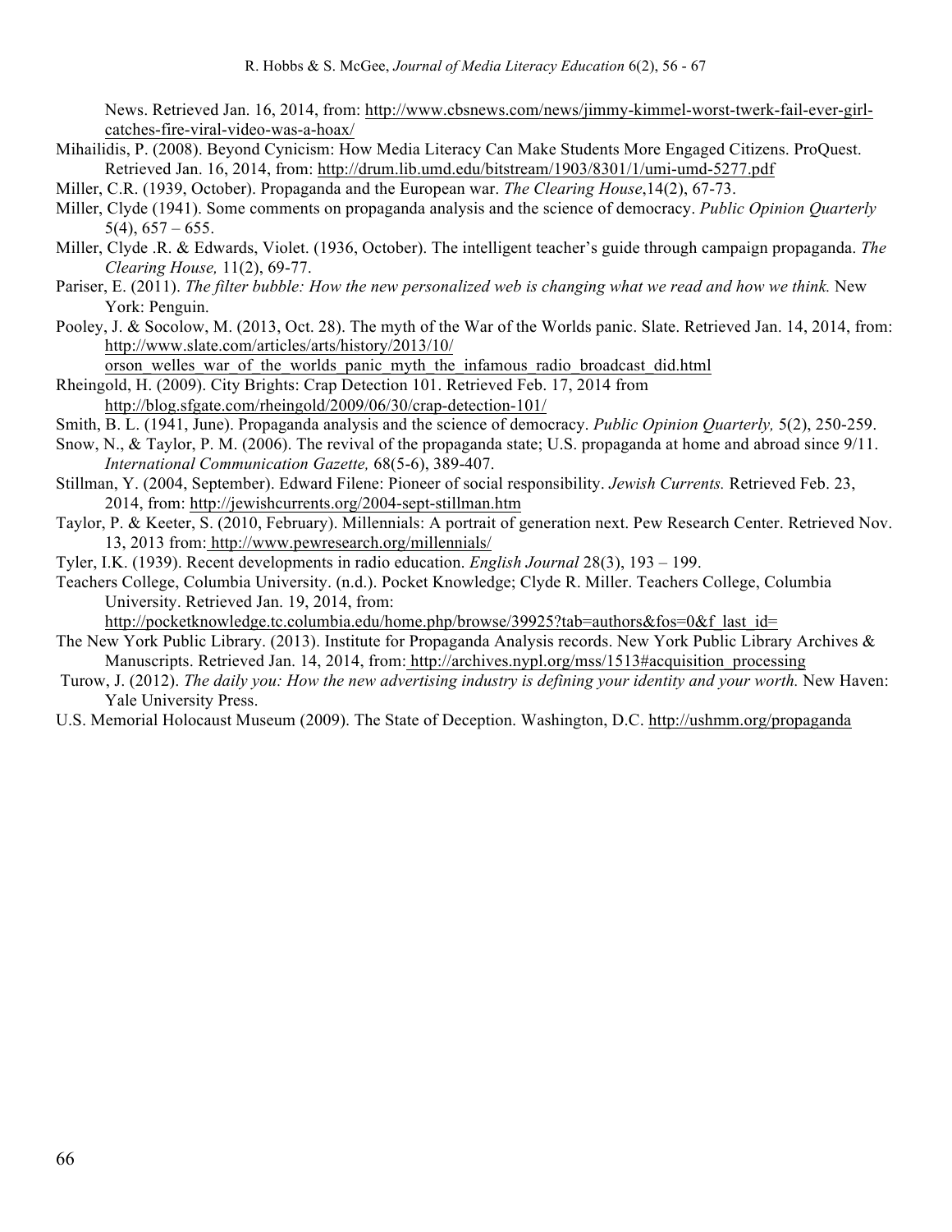News. Retrieved Jan. 16, 2014, from: http://www.cbsnews.com/news/jimmy-kimmel-worst-twerk-fail-ever-girl-catches-fire-viral-video-was-a-hoax/

Mihailidis, P. (2008). Beyond Cynicism: How Media Literacy Can Make Students More Engaged Citizens. ProQuest. Retrieved Jan. 16, 2014, from: http://drum.lib.umd.edu/bitstream/1903/8301/1/umi-umd-5277.pdf

Miller, C.R. (1939, October). Propaganda and the European war. *The Clearing House*,14(2), 67-73.

Miller, Clyde (1941). Some comments on propaganda analysis and the science of democracy. *Public Opinion Quarterly* 5(4), 657 – 655.

Miller, Clyde .R. & Edwards, Violet. (1936, October). The intelligent teacher's guide through campaign propaganda. *The Clearing House,* 11(2), 69-77.

Pariser, E. (2011). *The filter bubble: How the new personalized web is changing what we read and how we think.* New York: Penguin.

Pooley, J. & Socolow, M. (2013, Oct. 28). The myth of the War of the Worlds panic. Slate. Retrieved Jan. 14, 2014, from: http://www.slate.com/articles/arts/history/2013/10/orson_welles_war_of_the_worlds_panic_myth_the_infamous_radio_broadcast_did.html

Rheingold, H. (2009). City Brights: Crap Detection 101. Retrieved Feb. 17, 2014 from http://blog.sfgate.com/rheingold/2009/06/30/crap-detection-101/

Smith, B. L. (1941, June). Propaganda analysis and the science of democracy. *Public Opinion Quarterly,* 5(2), 250-259.

Snow, N., & Taylor, P. M. (2006). The revival of the propaganda state; U.S. propaganda at home and abroad since 9/11. *International Communication Gazette,* 68(5-6), 389-407.

Stillman, Y. (2004, September). Edward Filene: Pioneer of social responsibility. *Jewish Currents.* Retrieved Feb. 23, 2014, from: http://jewishcurrents.org/2004-sept-stillman.htm

Taylor, P. & Keeter, S. (2010, February). Millennials: A portrait of generation next. Pew Research Center. Retrieved Nov. 13, 2013 from: http://www.pewresearch.org/millennials/

Tyler, I.K. (1939). Recent developments in radio education. *English Journal* 28(3), 193 – 199.

Teachers College, Columbia University. (n.d.). Pocket Knowledge; Clyde R. Miller. Teachers College, Columbia University. Retrieved Jan. 19, 2014, from: http://pocketknowledge.tc.columbia.edu/home.php/browse/39925?tab=authors&fos=0&f_last_id=

The New York Public Library. (2013). Institute for Propaganda Analysis records. New York Public Library Archives & Manuscripts. Retrieved Jan. 14, 2014, from: http://archives.nypl.org/mss/1513#acquisition_processing

Turow, J. (2012). *The daily you: How the new advertising industry is defining your identity and your worth.* New Haven: Yale University Press.

U.S. Memorial Holocaust Museum (2009). The State of Deception. Washington, D.C. http://ushmm.org/propaganda